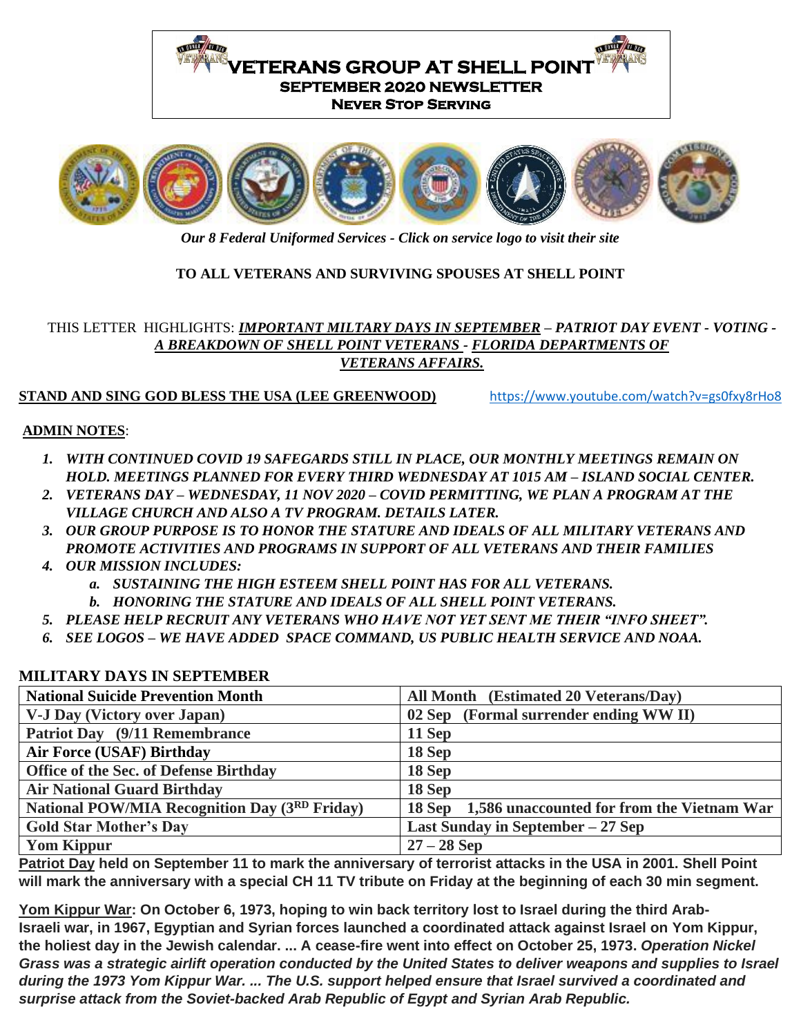# VETERANS GROUP AT SHELL POINT

## SEPTEMBER 2020 NEWSLETTER

### Never Stop Serving

*Our 8 Federal Uniformed Services - Click on service logo to visit their site*

**TO ALL VETERANS AND SURVIVING SPOUSES AT SHELL POINT**

THIS LETTER HIGHLIGHTS: ***IMPORTANT MILTARY DAYS IN SEPTEMBER*** ***– PATRIOT DAY EVENT - VOTING - A BREAKDOWN OF SHELL POINT VETERANS - FLORIDA DEPARTMENTS OF VETERANS AFFAIRS.***

**STAND AND SING GOD BLESS THE USA (LEE GREENWOOD)** https://www.youtube.com/watch?v=gs0fxy8rHo8

**ADMIN NOTES**:

1. ***WITH CONTINUED COVID 19 SAFEGARDS STILL IN PLACE, OUR MONTHLY MEETINGS REMAIN ON HOLD. MEETINGS PLANNED FOR EVERY THIRD WEDNESDAY AT 1015 AM – ISLAND SOCIAL CENTER.***
2. ***VETERANS DAY – WEDNESDAY, 11 NOV 2020 – COVID PERMITTING, WE PLAN A PROGRAM AT THE VILLAGE CHURCH AND ALSO A TV PROGRAM. DETAILS LATER.***
3. ***OUR GROUP PURPOSE IS TO HONOR THE STATURE AND IDEALS OF ALL MILITARY VETERANS AND PROMOTE ACTIVITIES AND PROGRAMS IN SUPPORT OF ALL VETERANS AND THEIR FAMILIES***
4. ***OUR MISSION INCLUDES:***
   a. ***SUSTAINING THE HIGH ESTEEM SHELL POINT HAS FOR ALL VETERANS.***
   b. ***HONORING THE STATURE AND IDEALS OF ALL SHELL POINT VETERANS.***
5. ***PLEASE HELP RECRUIT ANY VETERANS WHO HAVE NOT YET SENT ME THEIR "INFO SHEET".***
6. ***SEE LOGOS – WE HAVE ADDED SPACE COMMAND, US PUBLIC HEALTH SERVICE AND NOAA.***

**MILITARY DAYS IN SEPTEMBER**

| **National Suicide Prevention Month** | **All Month (Estimated 20 Veterans/Day)** |
|---|---|
| **V-J Day (Victory over Japan)** | **02 Sep (Formal surrender ending WW II)** |
| **Patriot Day (9/11 Remembrance** | **11 Sep** |
| **Air Force (USAF) Birthday** | **18 Sep** |
| **Office of the Sec. of Defense Birthday** | **18 Sep** |
| **Air National Guard Birthday** | **18 Sep** |
| **National POW/MIA Recognition Day (3RD Friday)** | **18 Sep 1,586 unaccounted for from the Vietnam War** |
| **Gold Star Mother's Day** | **Last Sunday in September – 27 Sep** |
| **Yom Kippur** | **27 – 28 Sep** |

**Patriot Day held on September 11 to mark the anniversary of terrorist attacks in the USA in 2001. Shell Point will mark the anniversary with a special CH 11 TV tribute on Friday at the beginning of each 30 min segment.**

**Yom Kippur War: On October 6, 1973, hoping to win back territory lost to Israel during the third Arab-Israeli war, in 1967, Egyptian and Syrian forces launched a coordinated attack against Israel on Yom Kippur, the holiest day in the Jewish calendar. ... A cease-fire went into effect on October 25, 1973.** ***Operation Nickel Grass was a strategic airlift operation conducted by the United States to deliver weapons and supplies to Israel during the 1973 Yom Kippur War. ... The U.S. support helped ensure that Israel survived a coordinated and surprise attack from the Soviet-backed Arab Republic of Egypt and Syrian Arab Republic.***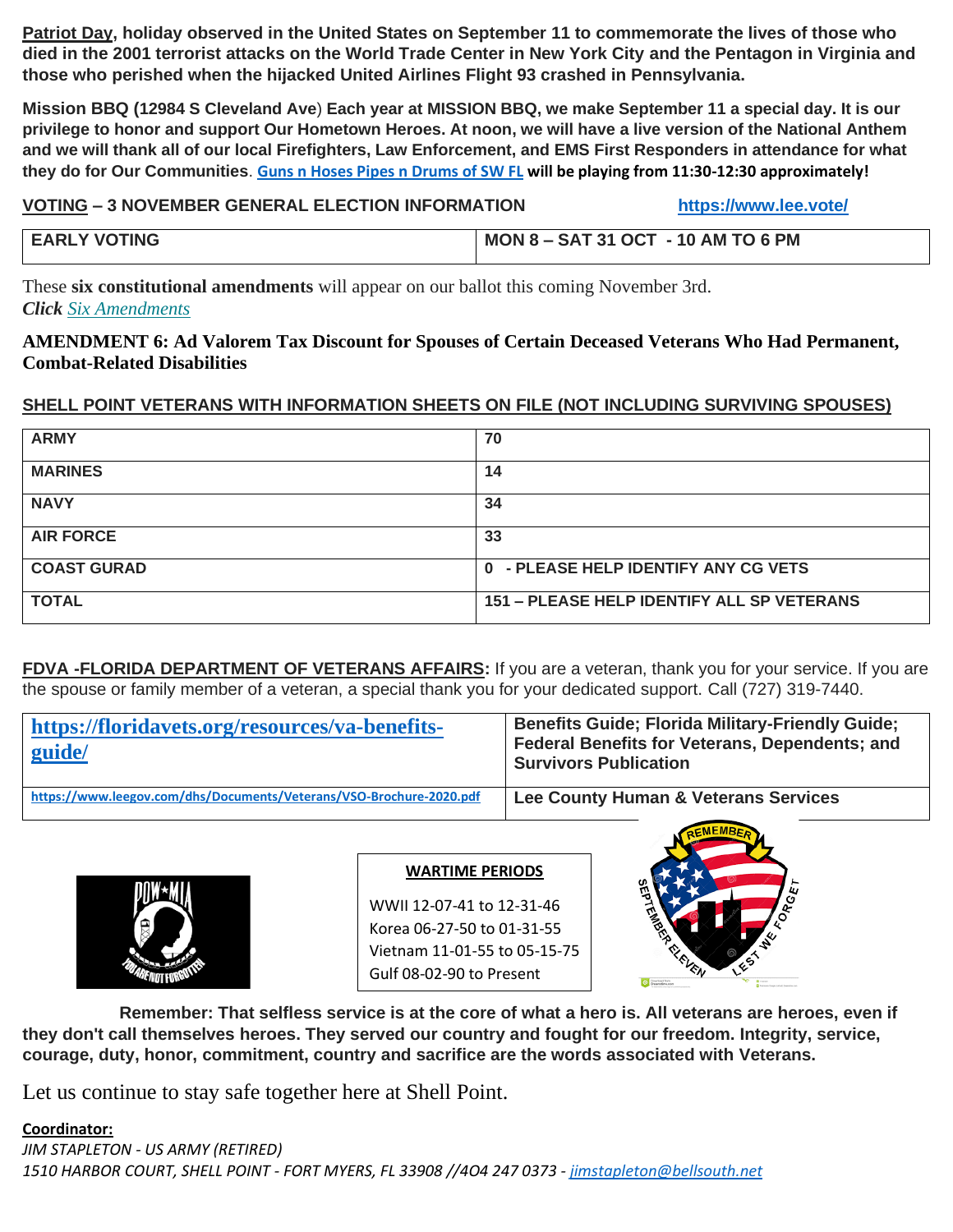**Patriot Day, holiday observed in the United States on September 11 to commemorate the lives of those who died in the 2001 terrorist attacks on the World Trade Center in New York City and the Pentagon in Virginia and those who perished when the hijacked United Airlines Flight 93 crashed in Pennsylvania.**

**Mission BBQ (12984 S Cleveland Ave) Each year at MISSION BBQ, we make September 11 a special day. It is our privilege to honor and support Our Hometown Heroes. At noon, we will have a live version of the National Anthem and we will thank all of our local Firefighters, Law Enforcement, and EMS First Responders in attendance for what they do for Our Communities. Guns n Hoses Pipes n Drums of SW FL will be playing from 11:30-12:30 approximately!**

**VOTING – 3 NOVEMBER GENERAL ELECTION INFORMATION** https://www.lee.vote/

| | |
|---|---|
| **EARLY VOTING** | **MON 8 – SAT 31 OCT - 10 AM TO 6 PM** |

These **six constitutional amendments** will appear on our ballot this coming November 3rd.
***Click*** *Six Amendments*

**AMENDMENT 6: Ad Valorem Tax Discount for Spouses of Certain Deceased Veterans Who Had Permanent, Combat-Related Disabilities**

**SHELL POINT VETERANS WITH INFORMATION SHEETS ON FILE (NOT INCLUDING SURVIVING SPOUSES)**

| | |
|---|---|
| **ARMY** | **70** |
| **MARINES** | **14** |
| **NAVY** | **34** |
| **AIR FORCE** | **33** |
| **COAST GURAD** | **0 - PLEASE HELP IDENTIFY ANY CG VETS** |
| **TOTAL** | **151 – PLEASE HELP IDENTIFY ALL SP VETERANS** |

**FDVA -FLORIDA DEPARTMENT OF VETERANS AFFAIRS:** If you are a veteran, thank you for your service. If you are the spouse or family member of a veteran, a special thank you for your dedicated support. Call (727) 319-7440.

| | |
|---|---|
| https://floridavets.org/resources/va-benefits-guide/ | **Benefits Guide; Florida Military-Friendly Guide; Federal Benefits for Veterans, Dependents; and Survivors Publication** |
| https://www.leegov.com/dhs/Documents/Veterans/VSO-Brochure-2020.pdf | **Lee County Human & Veterans Services** |

**WARTIME PERIODS**

WWII 12-07-41 to 12-31-46
Korea 06-27-50 to 01-31-55
Vietnam 11-01-55 to 05-15-75
Gulf 08-02-90 to Present

**Remember: That selfless service is at the core of what a hero is. All veterans are heroes, even if they don't call themselves heroes. They served our country and fought for our freedom. Integrity, service, courage, duty, honor, commitment, country and sacrifice are the words associated with Veterans.**

Let us continue to stay safe together here at Shell Point.

**Coordinator:**
*JIM STAPLETON - US ARMY (RETIRED)*
*1510 HARBOR COURT, SHELL POINT - FORT MYERS, FL 33908 //4O4 247 0373 - jimstapleton@bellsouth.net*